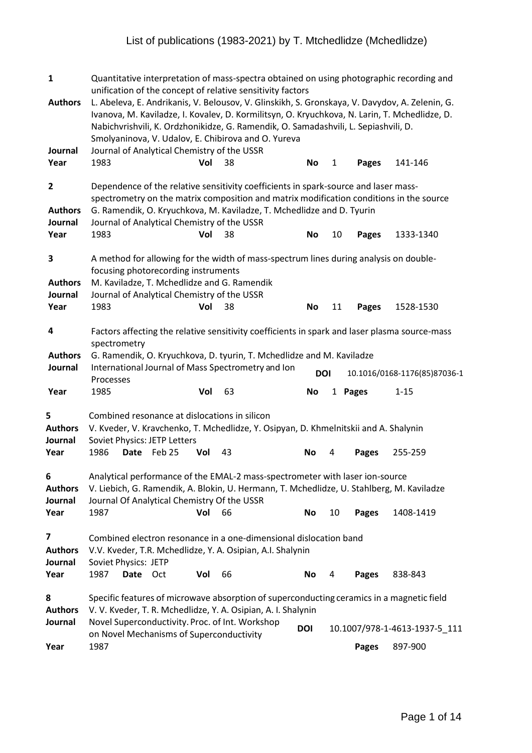# List of publications (1983-2021) by T. Mtchedlidze (Mchedlidze)

**1** Quantitative interpretation of mass-spectra obtained on using photographic recording and unification of the concept of relative sensitivity factors

**Authors** L. Abeleva, E. Andrikanis, V. Belousov, V. Glinskikh, S. Gronskaya, V. Davydov, A. Zelenin, G. Ivanova, M. Kaviladze, I. Kovalev, D. Kormilitsyn, O. Kryuchkova, N. Larin, T. Mchedlidze, D. Nabichvrishvili, K. Ordzhonikidze, G. Ramendik, O. Samadashvili, L. Sepiashvili, D. Smolyaninova, V. Udalov, E. Chibirova and O. Yureva

**Journal** Journal of Analytical Chemistry of the USSR

**Year** 1983 **Vol** 38 **No** 1 **Pages** 141-146

**2** Dependence of the relative sensitivity coefficients in spark-source and laser mass-spectrometry on the matrix composition and matrix modification conditions in the source

**Authors** G. Ramendik, O. Kryuchkova, M. Kaviladze, T. Mchedlidze and D. Tyurin

**Journal** Journal of Analytical Chemistry of the USSR

**Year** 1983 **Vol** 38 **No** 10 **Pages** 1333-1340

**3** A method for allowing for the width of mass-spectrum lines during analysis on double-focusing photorecording instruments

**Authors** M. Kaviladze, T. Mchedlidze and G. Ramendik

**Journal** Journal of Analytical Chemistry of the USSR

**Year** 1983 **Vol** 38 **No** 11 **Pages** 1528-1530

**4** Factors affecting the relative sensitivity coefficients in spark and laser plasma source-mass spectrometry

**Authors** G. Ramendik, O. Kryuchkova, D. tyurin, T. Mchedlidze and M. Kaviladze

**Journal** International Journal of Mass Spectrometry and Ion Processes **DOI** 10.1016/0168-1176(85)87036-1

**Year** 1985 **Vol** 63 **No** 1 **Pages** 1-15

**5** Combined resonance at dislocations in silicon

**Authors** V. Kveder, V. Kravchenko, T. Mchedlidze, Y. Osipyan, D. Khmelnitskii and A. Shalynin

**Journal** Soviet Physics: JETP Letters

**Year** 1986 **Date** Feb 25 **Vol** 43 **No** 4 **Pages** 255-259

**6** Analytical performance of the EMAL-2 mass-spectrometer with laser ion-source

**Authors** V. Liebich, G. Ramendik, A. Blokin, U. Hermann, T. Mchedlidze, U. Stahlberg, M. Kaviladze

**Journal** Journal Of Analytical Chemistry Of the USSR

**Year** 1987 **Vol** 66 **No** 10 **Pages** 1408-1419

**7** Combined electron resonance in a one-dimensional dislocation band

**Authors** V.V. Kveder, T.R. Mchedlidze, Y. A. Osipian, A.I. Shalynin

**Journal** Soviet Physics: JETP

**Year** 1987 **Date** Oct **Vol** 66 **No** 4 **Pages** 838-843

**8** Specific features of microwave absorption of superconducting ceramics in a magnetic field

**Authors** V. V. Kveder, T. R. Mchedlidze, Y. A. Osipian, A. I. Shalynin

**Journal** Novel Superconductivity. Proc. of Int. Workshop on Novel Mechanisms of Superconductivity **DOI** 10.1007/978-1-4613-1937-5_111

**Year** 1987 **Pages** 897-900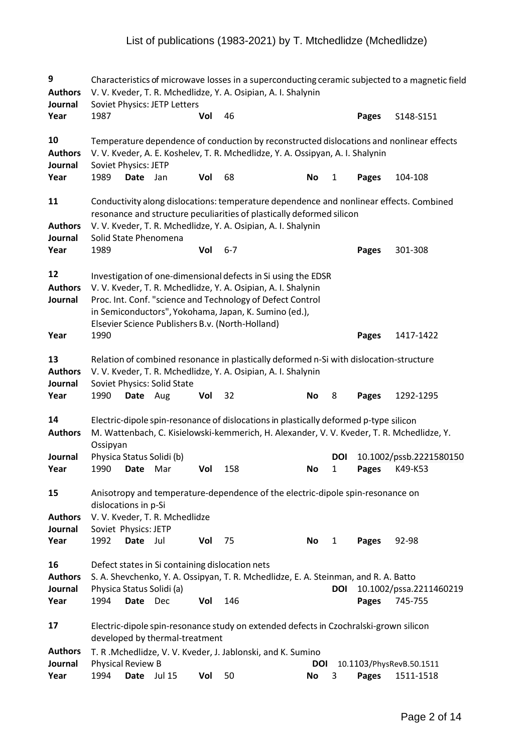| | | | | | | | | | |
|---|---|---|---|---|---|---|---|---|---|
| **9** | Characteristics of microwave losses in a superconducting ceramic subjected to a magnetic field | | | | | | | | |
| **Authors** | V. V. Kveder, T. R. Mchedlidze, Y. A. Osipian, A. I. Shalynin | | | | | | | | |
| **Journal** | Soviet Physics: JETP Letters | | | | | | | | |
| **Year** | 1987 | | | **Vol** | 46 | | | **Pages** | S148-S151 |

| | | | | | | | | | |
|---|---|---|---|---|---|---|---|---|---|
| **10** | Temperature dependence of conduction by reconstructed dislocations and nonlinear effects | | | | | | | | |
| **Authors** | V. V. Kveder, A. E. Koshelev, T. R. Mchedlidze, Y. A. Ossipyan, A. I. Shalynin | | | | | | | | |
| **Journal** | Soviet Physics: JETP | | | | | | | | |
| **Year** | 1989 | **Date** | Jan | **Vol** | 68 | **No** | 1 | **Pages** | 104-108 |

| | | | | | | | | | |
|---|---|---|---|---|---|---|---|---|---|
| **11** | Conductivity along dislocations: temperature dependence and nonlinear effects. Combined resonance and structure peculiarities of plastically deformed silicon | | | | | | | | |
| **Authors** | V. V. Kveder, T. R. Mchedlidze, Y. A. Osipian, A. I. Shalynin | | | | | | | | |
| **Journal** | Solid State Phenomena | | | | | | | | |
| **Year** | 1989 | | | **Vol** | 6-7 | | | **Pages** | 301-308 |

| | | | | | | | | | |
|---|---|---|---|---|---|---|---|---|---|
| **12** | Investigation of one-dimensional defects in Si using the EDSR | | | | | | | | |
| **Authors** | V. V. Kveder, T. R. Mchedlidze, Y. A. Osipian, A. I. Shalynin | | | | | | | | |
| **Journal** | Proc. Int. Conf. "science and Technology of Defect Control in Semiconductors", Yokohama, Japan, K. Sumino (ed.), Elsevier Science Publishers B.v. (North-Holland) | | | | | | | | |
| **Year** | 1990 | | | | | | | **Pages** | 1417-1422 |

| | | | | | | | | | |
|---|---|---|---|---|---|---|---|---|---|
| **13** | Relation of combined resonance in plastically deformed n-Si with dislocation-structure | | | | | | | | |
| **Authors** | V. V. Kveder, T. R. Mchedlidze, Y. A. Osipian, A. I. Shalynin | | | | | | | | |
| **Journal** | Soviet Physics: Solid State | | | | | | | | |
| **Year** | 1990 | **Date** | Aug | **Vol** | 32 | **No** | 8 | **Pages** | 1292-1295 |

| | | | | | | | | | |
|---|---|---|---|---|---|---|---|---|---|
| **14** | Electric-dipole spin-resonance of dislocations in plastically deformed p-type silicon | | | | | | | | |
| **Authors** | M. Wattenbach, C. Kisielowski-kemmerich, H. Alexander, V. V. Kveder, T. R. Mchedlidze, Y. Ossipyan | | | | | | | | |
| **Journal** | Physica Status Solidi (b) | | | | | | **DOI** | 10.1002/pssb.2221580150 | |
| **Year** | 1990 | **Date** | Mar | **Vol** | 158 | **No** | 1 | **Pages** | K49-K53 |

| | | | | | | | | | |
|---|---|---|---|---|---|---|---|---|---|
| **15** | Anisotropy and temperature-dependence of the electric-dipole spin-resonance on dislocations in p-Si | | | | | | | | |
| **Authors** | V. V. Kveder, T. R. Mchedlidze | | | | | | | | |
| **Journal** | Soviet Physics: JETP | | | | | | | | |
| **Year** | 1992 | **Date** | Jul | **Vol** | 75 | **No** | 1 | **Pages** | 92-98 |

| | | | | | | | | | |
|---|---|---|---|---|---|---|---|---|---|
| **16** | Defect states in Si containing dislocation nets | | | | | | | | |
| **Authors** | S. A. Shevchenko, Y. A. Ossipyan, T. R. Mchedlidze, E. A. Steinman, and R. A. Batto | | | | | | | | |
| **Journal** | Physica Status Solidi (a) | | | | | | **DOI** | 10.1002/pssa.2211460219 | |
| **Year** | 1994 | **Date** | Dec | **Vol** | 146 | | | **Pages** | 745-755 |

| | | | | | | | | | |
|---|---|---|---|---|---|---|---|---|---|
| **17** | Electric-dipole spin-resonance study on extended defects in Czochralski-grown silicon developed by thermal-treatment | | | | | | | | |
| **Authors** | T. R .Mchedlidze, V. V. Kveder, J. Jablonski, and K. Sumino | | | | | | | | |
| **Journal** | Physical Review B | | | | | **DOI** | 10.1103/PhysRevB.50.1511 | | |
| **Year** | 1994 | **Date** | Jul 15 | **Vol** | 50 | **No** | 3 | **Pages** | 1511-1518 |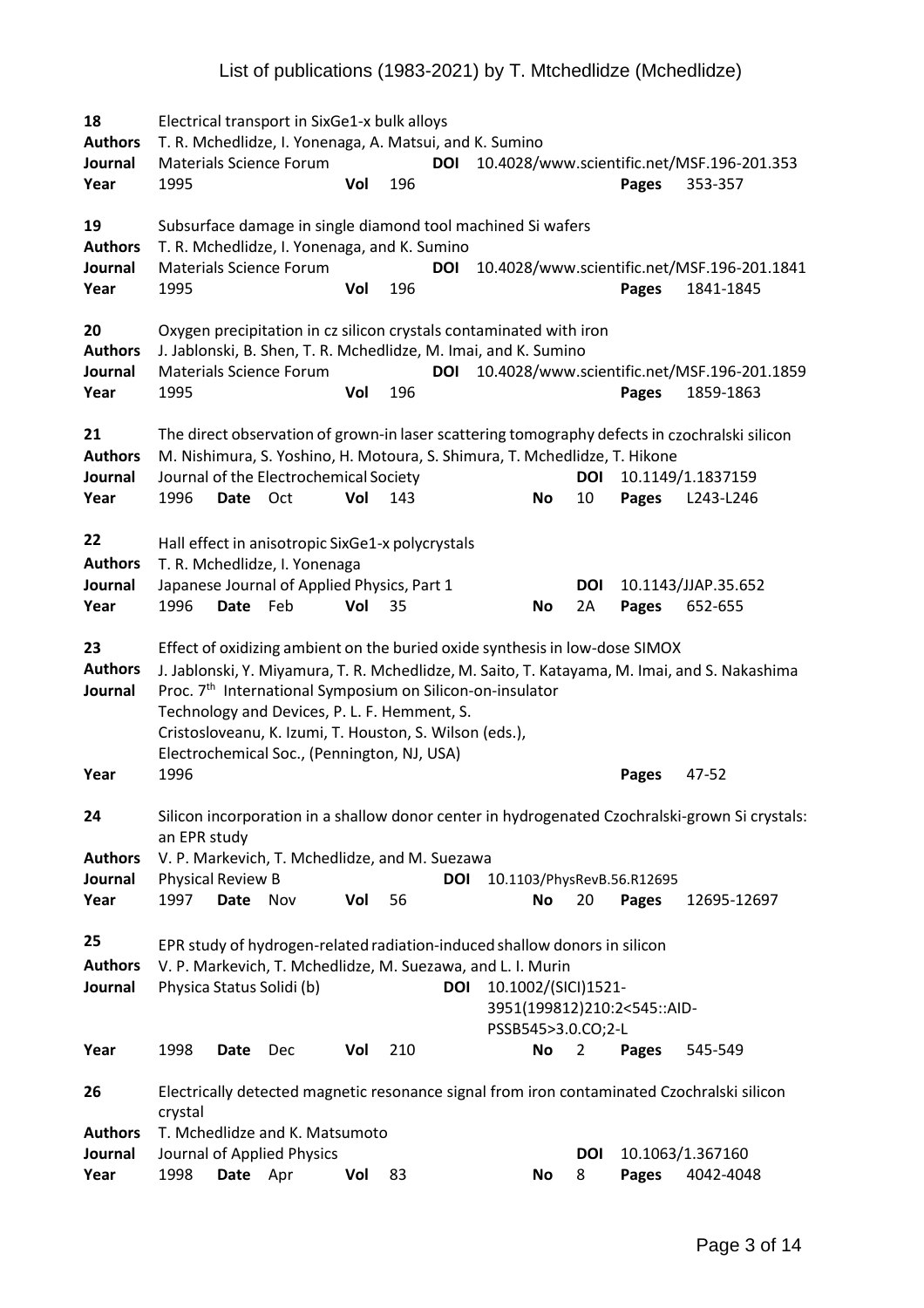**18** Electrical transport in $Si_xGe_{1-x}$ bulk alloys
**Authors** T. R. Mchedlidze, I. Yonenaga, A. Matsui, and K. Sumino
**Journal** Materials Science Forum **DOI** 10.4028/www.scientific.net/MSF.196-201.353
**Year** 1995 **Vol** 196 **Pages** 353-357

**19** Subsurface damage in single diamond tool machined Si wafers
**Authors** T. R. Mchedlidze, I. Yonenaga, and K. Sumino
**Journal** Materials Science Forum **DOI** 10.4028/www.scientific.net/MSF.196-201.1841
**Year** 1995 **Vol** 196 **Pages** 1841-1845

**20** Oxygen precipitation in cz silicon crystals contaminated with iron
**Authors** J. Jablonski, B. Shen, T. R. Mchedlidze, M. Imai, and K. Sumino
**Journal** Materials Science Forum **DOI** 10.4028/www.scientific.net/MSF.196-201.1859
**Year** 1995 **Vol** 196 **Pages** 1859-1863

**21** The direct observation of grown-in laser scattering tomography defects in czochralski silicon
**Authors** M. Nishimura, S. Yoshino, H. Motoura, S. Shimura, T. Mchedlidze, T. Hikone
**Journal** Journal of the Electrochemical Society **DOI** 10.1149/1.1837159
**Year** 1996 **Date** Oct **Vol** 143 **No** 10 **Pages** L243-L246

**22** Hall effect in anisotropic $Si_xGe_{1-x}$ polycrystals
**Authors** T. R. Mchedlidze, I. Yonenaga
**Journal** Japanese Journal of Applied Physics, Part 1 **DOI** 10.1143/JJAP.35.652
**Year** 1996 **Date** Feb **Vol** 35 **No** 2A **Pages** 652-655

**23** Effect of oxidizing ambient on the buried oxide synthesis in low-dose SIMOX
**Authors** J. Jablonski, Y. Miyamura, T. R. Mchedlidze, M. Saito, T. Katayama, M. Imai, and S. Nakashima
**Journal** Proc. 7th International Symposium on Silicon-on-insulator Technology and Devices, P. L. F. Hemment, S. Cristosloveanu, K. Izumi, T. Houston, S. Wilson (eds.), Electrochemical Soc., (Pennington, NJ, USA)
**Year** 1996 **Pages** 47-52

**24** Silicon incorporation in a shallow donor center in hydrogenated Czochralski-grown Si crystals: an EPR study
**Authors** V. P. Markevich, T. Mchedlidze, and M. Suezawa
**Journal** Physical Review B **DOI** 10.1103/PhysRevB.56.R12695
**Year** 1997 **Date** Nov **Vol** 56 **No** 20 **Pages** 12695-12697

**25** EPR study of hydrogen-related radiation-induced shallow donors in silicon
**Authors** V. P. Markevich, T. Mchedlidze, M. Suezawa, and L. I. Murin
**Journal** Physica Status Solidi (b) **DOI** 10.1002/(SICI)1521-3951(199812)210:2<545::AID-PSSB545>3.0.CO;2-L
**Year** 1998 **Date** Dec **Vol** 210 **No** 2 **Pages** 545-549

**26** Electrically detected magnetic resonance signal from iron contaminated Czochralski silicon crystal
**Authors** T. Mchedlidze and K. Matsumoto
**Journal** Journal of Applied Physics **DOI** 10.1063/1.367160
**Year** 1998 **Date** Apr **Vol** 83 **No** 8 **Pages** 4042-4048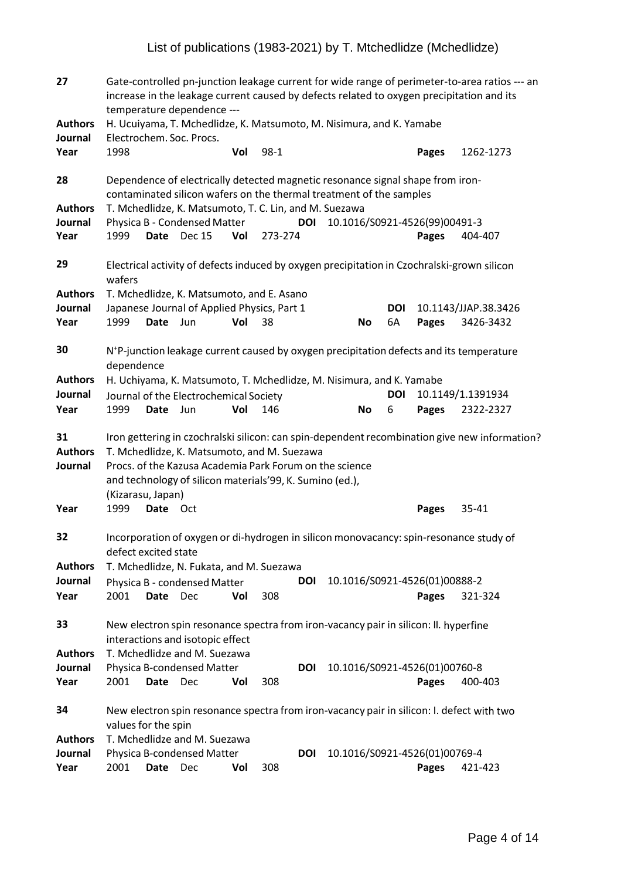**27** Gate-controlled pn-junction leakage current for wide range of perimeter-to-area ratios --- an increase in the leakage current caused by defects related to oxygen precipitation and its temperature dependence ---
**Authors** H. Ucuiyama, T. Mchedlidze, K. Matsumoto, M. Nisimura, and K. Yamabe
**Journal** Electrochem. Soc. Procs.
**Year** 1998 **Vol** 98-1 **Pages** 1262-1273

**28** Dependence of electrically detected magnetic resonance signal shape from iron-contaminated silicon wafers on the thermal treatment of the samples
**Authors** T. Mchedlidze, K. Matsumoto, T. C. Lin, and M. Suezawa
**Journal** Physica B - Condensed Matter **DOI** 10.1016/S0921-4526(99)00491-3
**Year** 1999 **Date** Dec 15 **Vol** 273-274 **Pages** 404-407

**29** Electrical activity of defects induced by oxygen precipitation in Czochralski-grown silicon wafers
**Authors** T. Mchedlidze, K. Matsumoto, and E. Asano
**Journal** Japanese Journal of Applied Physics, Part 1 **DOI** 10.1143/JJAP.38.3426
**Year** 1999 **Date** Jun **Vol** 38 **No** 6A **Pages** 3426-3432

**30** $N^{+}P$-junction leakage current caused by oxygen precipitation defects and its temperature dependence
**Authors** H. Uchiyama, K. Matsumoto, T. Mchedlidze, M. Nisimura, and K. Yamabe
**Journal** Journal of the Electrochemical Society **DOI** 10.1149/1.1391934
**Year** 1999 **Date** Jun **Vol** 146 **No** 6 **Pages** 2322-2327

**31** Iron gettering in czochralski silicon: can spin-dependent recombination give new information?
**Authors** T. Mchedlidze, K. Matsumoto, and M. Suezawa
**Journal** Procs. of the Kazusa Academia Park Forum on the science and technology of silicon materials'99, K. Sumino (ed.), (Kizarasu, Japan)
**Year** 1999 **Date** Oct **Pages** 35-41

**32** Incorporation of oxygen or di-hydrogen in silicon monovacancy: spin-resonance study of defect excited state
**Authors** T. Mchedlidze, N. Fukata, and M. Suezawa
**Journal** Physica B - condensed Matter **DOI** 10.1016/S0921-4526(01)00888-2
**Year** 2001 **Date** Dec **Vol** 308 **Pages** 321-324

**33** New electron spin resonance spectra from iron-vacancy pair in silicon: II. hyperfine interactions and isotopic effect
**Authors** T. Mchedlidze and M. Suezawa
**Journal** Physica B-condensed Matter **DOI** 10.1016/S0921-4526(01)00760-8
**Year** 2001 **Date** Dec **Vol** 308 **Pages** 400-403

**34** New electron spin resonance spectra from iron-vacancy pair in silicon: I. defect with two values for the spin
**Authors** T. Mchedlidze and M. Suezawa
**Journal** Physica B-condensed Matter **DOI** 10.1016/S0921-4526(01)00769-4
**Year** 2001 **Date** Dec **Vol** 308 **Pages** 421-423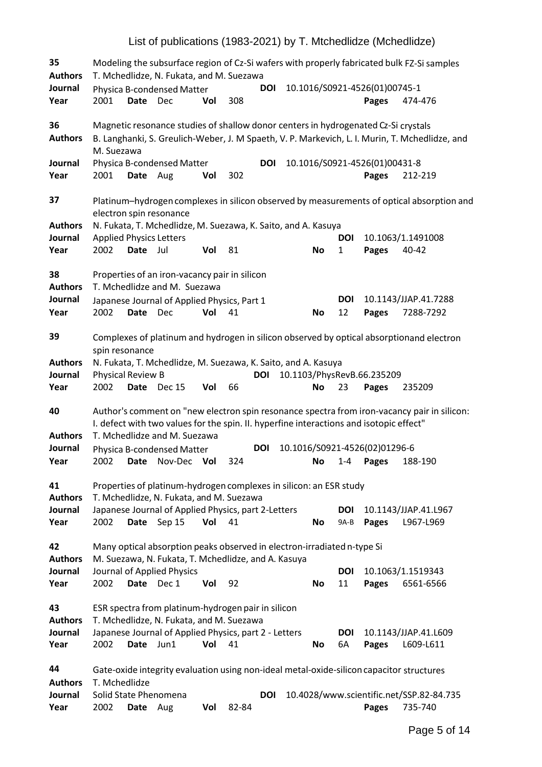**35** Modeling the subsurface region of Cz-Si wafers with properly fabricated bulk FZ-Si samples
**Authors** T. Mchedlidze, N. Fukata, and M. Suezawa
**Journal** Physica B-condensed Matter **DOI** 10.1016/S0921-4526(01)00745-1
**Year** 2001 **Date** Dec **Vol** 308 **Pages** 474-476

**36** Magnetic resonance studies of shallow donor centers in hydrogenated Cz-Si crystals
**Authors** B. Langhanki, S. Greulich-Weber, J. M Spaeth, V. P. Markevich, L. I. Murin, T. Mchedlidze, and M. Suezawa
**Journal** Physica B-condensed Matter **DOI** 10.1016/S0921-4526(01)00431-8
**Year** 2001 **Date** Aug **Vol** 302 **Pages** 212-219

**37** Platinum–hydrogen complexes in silicon observed by measurements of optical absorption and electron spin resonance
**Authors** N. Fukata, T. Mchedlidze, M. Suezawa, K. Saito, and A. Kasuya
**Journal** Applied Physics Letters **DOI** 10.1063/1.1491008
**Year** 2002 **Date** Jul **Vol** 81 **No** 1 **Pages** 40-42

**38** Properties of an iron-vacancy pair in silicon
**Authors** T. Mchedlidze and M. Suezawa
**Journal** Japanese Journal of Applied Physics, Part 1 **DOI** 10.1143/JJAP.41.7288
**Year** 2002 **Date** Dec **Vol** 41 **No** 12 **Pages** 7288-7292

**39** Complexes of platinum and hydrogen in silicon observed by optical absorptionand electron spin resonance
**Authors** N. Fukata, T. Mchedlidze, M. Suezawa, K. Saito, and A. Kasuya
**Journal** Physical Review B **DOI** 10.1103/PhysRevB.66.235209
**Year** 2002 **Date** Dec 15 **Vol** 66 **No** 23 **Pages** 235209

**40** Author's comment on "new electron spin resonance spectra from iron-vacancy pair in silicon: I. defect with two values for the spin. II. hyperfine interactions and isotopic effect"
**Authors** T. Mchedlidze and M. Suezawa
**Journal** Physica B-condensed Matter **DOI** 10.1016/S0921-4526(02)01296-6
**Year** 2002 **Date** Nov-Dec **Vol** 324 **No** 1-4 **Pages** 188-190

**41** Properties of platinum-hydrogen complexes in silicon: an ESR study
**Authors** T. Mchedlidze, N. Fukata, and M. Suezawa
**Journal** Japanese Journal of Applied Physics, part 2-Letters **DOI** 10.1143/JJAP.41.L967
**Year** 2002 **Date** Sep 15 **Vol** 41 **No** 9A-B **Pages** L967-L969

**42** Many optical absorption peaks observed in electron-irradiated n-type Si
**Authors** M. Suezawa, N. Fukata, T. Mchedlidze, and A. Kasuya
**Journal** Journal of Applied Physics **DOI** 10.1063/1.1519343
**Year** 2002 **Date** Dec 1 **Vol** 92 **No** 11 **Pages** 6561-6566

**43** ESR spectra from platinum-hydrogen pair in silicon
**Authors** T. Mchedlidze, N. Fukata, and M. Suezawa
**Journal** Japanese Journal of Applied Physics, part 2 - Letters **DOI** 10.1143/JJAP.41.L609
**Year** 2002 **Date** Jun1 **Vol** 41 **No** 6A **Pages** L609-L611

**44** Gate-oxide integrity evaluation using non-ideal metal-oxide-silicon capacitor structures
**Authors** T. Mchedlidze
**Journal** Solid State Phenomena **DOI** 10.4028/www.scientific.net/SSP.82-84.735
**Year** 2002 **Date** Aug **Vol** 82-84 **Pages** 735-740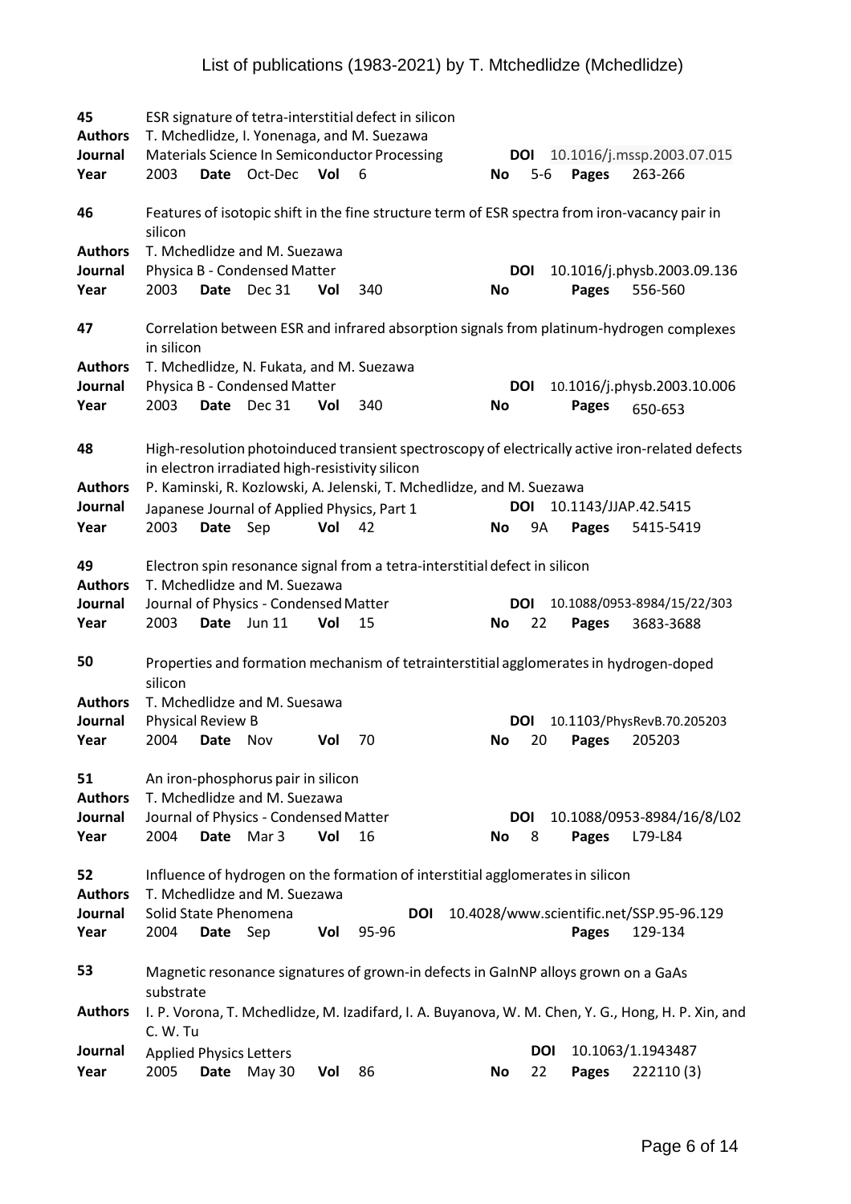**45** ESR signature of tetra-interstitial defect in silicon

**Authors** T. Mchedlidze, I. Yonenaga, and M. Suezawa

**Journal** Materials Science In Semiconductor Processing **DOI** 10.1016/j.mssp.2003.07.015

**Year** 2003 **Date** Oct-Dec **Vol** 6 **No** 5-6 **Pages** 263-266

**46** Features of isotopic shift in the fine structure term of ESR spectra from iron-vacancy pair in silicon

**Authors** T. Mchedlidze and M. Suezawa

**Journal** Physica B - Condensed Matter **DOI** 10.1016/j.physb.2003.09.136

**Year** 2003 **Date** Dec 31 **Vol** 340 **No** **Pages** 556-560

**47** Correlation between ESR and infrared absorption signals from platinum-hydrogen complexes in silicon

**Authors** T. Mchedlidze, N. Fukata, and M. Suezawa

**Journal** Physica B - Condensed Matter **DOI** 10.1016/j.physb.2003.10.006

**Year** 2003 **Date** Dec 31 **Vol** 340 **No** **Pages** 650-653

**48** High-resolution photoinduced transient spectroscopy of electrically active iron-related defects in electron irradiated high-resistivity silicon

**Authors** P. Kaminski, R. Kozlowski, A. Jelenski, T. Mchedlidze, and M. Suezawa

**Journal** Japanese Journal of Applied Physics, Part 1 **DOI** 10.1143/JJAP.42.5415

**Year** 2003 **Date** Sep **Vol** 42 **No** 9A **Pages** 5415-5419

**49** Electron spin resonance signal from a tetra-interstitial defect in silicon

**Authors** T. Mchedlidze and M. Suezawa

**Journal** Journal of Physics - Condensed Matter **DOI** 10.1088/0953-8984/15/22/303

**Year** 2003 **Date** Jun 11 **Vol** 15 **No** 22 **Pages** 3683-3688

**50** Properties and formation mechanism of tetrainterstitial agglomerates in hydrogen-doped silicon

**Authors** T. Mchedlidze and M. Suesawa

**Journal** Physical Review B **DOI** 10.1103/PhysRevB.70.205203

**Year** 2004 **Date** Nov **Vol** 70 **No** 20 **Pages** 205203

**51** An iron-phosphorus pair in silicon

**Authors** T. Mchedlidze and M. Suezawa

**Journal** Journal of Physics - Condensed Matter **DOI** 10.1088/0953-8984/16/8/L02

**Year** 2004 **Date** Mar 3 **Vol** 16 **No** 8 **Pages** L79-L84

**52** Influence of hydrogen on the formation of interstitial agglomerates in silicon

**Authors** T. Mchedlidze and M. Suezawa

**Journal** Solid State Phenomena **DOI** 10.4028/www.scientific.net/SSP.95-96.129

**Year** 2004 **Date** Sep **Vol** 95-96 **Pages** 129-134

**53** Magnetic resonance signatures of grown-in defects in GaInNP alloys grown on a GaAs substrate

**Authors** I. P. Vorona, T. Mchedlidze, M. Izadifard, I. A. Buyanova, W. M. Chen, Y. G., Hong, H. P. Xin, and C. W. Tu

**Journal** Applied Physics Letters **DOI** 10.1063/1.1943487

**Year** 2005 **Date** May 30 **Vol** 86 **No** 22 **Pages** 222110 (3)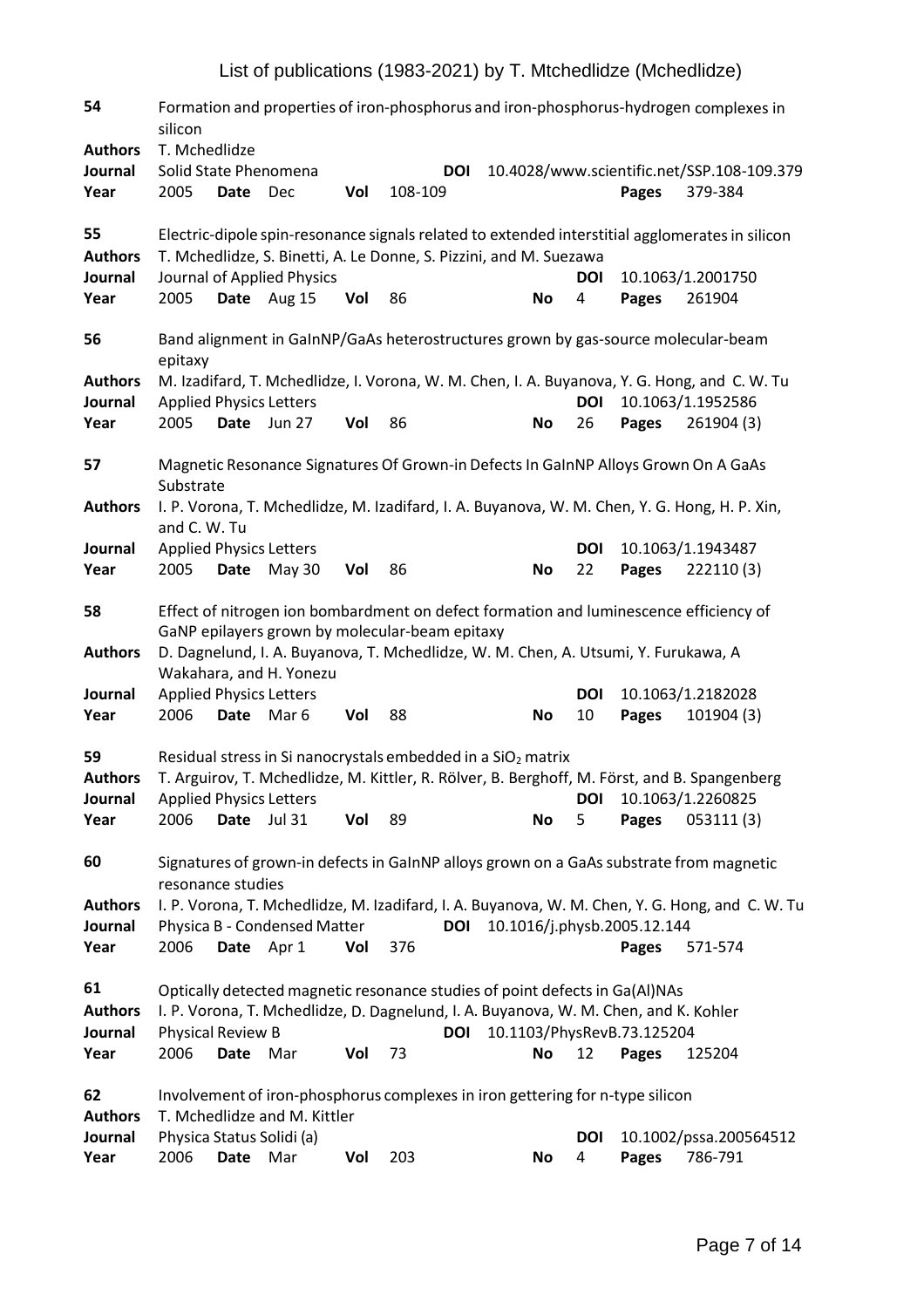**54** Formation and properties of iron-phosphorus and iron-phosphorus-hydrogen complexes in silicon

| | | | | | | | | | | |
|---|---|---|---|---|---|---|---|---|---|---|
| **Authors** | T. Mchedlidze | | | | | | | | | |
| **Journal** | Solid State Phenomena | | | | | **DOI** | 10.4028/www.scientific.net/SSP.108-109.379 | | | |
| **Year** | 2005 | **Date** | Dec | **Vol** | 108-109 | | | | **Pages** | 379-384 |

**55** Electric-dipole spin-resonance signals related to extended interstitial agglomerates in silicon

| | | | | | | | | | | |
|---|---|---|---|---|---|---|---|---|---|---|
| **Authors** | T. Mchedlidze, S. Binetti, A. Le Donne, S. Pizzini, and M. Suezawa | | | | | | | | | |
| **Journal** | Journal of Applied Physics | | | | | | **DOI** | | 10.1063/1.2001750 | |
| **Year** | 2005 | **Date** | Aug 15 | **Vol** | 86 | **No** | 4 | | **Pages** | 261904 |

**56** Band alignment in GaInNP/GaAs heterostructures grown by gas-source molecular-beam epitaxy

| | | | | | | | | | | |
|---|---|---|---|---|---|---|---|---|---|---|
| **Authors** | M. Izadifard, T. Mchedlidze, I. Vorona, W. M. Chen, I. A. Buyanova, Y. G. Hong, and C. W. Tu | | | | | | | | | |
| **Journal** | Applied Physics Letters | | | | | | **DOI** | | 10.1063/1.1952586 | |
| **Year** | 2005 | **Date** | Jun 27 | **Vol** | 86 | **No** | 26 | | **Pages** | 261904 (3) |

**57** Magnetic Resonance Signatures Of Grown-in Defects In GaInNP Alloys Grown On A GaAs Substrate

| | | | | | | | | | | |
|---|---|---|---|---|---|---|---|---|---|---|
| **Authors** | I. P. Vorona, T. Mchedlidze, M. Izadifard, I. A. Buyanova, W. M. Chen, Y. G. Hong, H. P. Xin, and C. W. Tu | | | | | | | | | |
| **Journal** | Applied Physics Letters | | | | | | **DOI** | | 10.1063/1.1943487 | |
| **Year** | 2005 | **Date** | May 30 | **Vol** | 86 | **No** | 22 | | **Pages** | 222110 (3) |

**58** Effect of nitrogen ion bombardment on defect formation and luminescence efficiency of GaNP epilayers grown by molecular-beam epitaxy

| | | | | | | | | | | |
|---|---|---|---|---|---|---|---|---|---|---|
| **Authors** | D. Dagnelund, I. A. Buyanova, T. Mchedlidze, W. M. Chen, A. Utsumi, Y. Furukawa, A Wakahara, and H. Yonezu | | | | | | | | | |
| **Journal** | Applied Physics Letters | | | | | | **DOI** | | 10.1063/1.2182028 | |
| **Year** | 2006 | **Date** | Mar 6 | **Vol** | 88 | **No** | 10 | | **Pages** | 101904 (3) |

**59** Residual stress in Si nanocrystals embedded in a $SiO_2$ matrix

| | | | | | | | | | | |
|---|---|---|---|---|---|---|---|---|---|---|
| **Authors** | T. Arguirov, T. Mchedlidze, M. Kittler, R. Rölver, B. Berghoff, M. Först, and B. Spangenberg | | | | | | | | | |
| **Journal** | Applied Physics Letters | | | | | | **DOI** | | 10.1063/1.2260825 | |
| **Year** | 2006 | **Date** | Jul 31 | **Vol** | 89 | **No** | 5 | | **Pages** | 053111 (3) |

**60** Signatures of grown-in defects in GaInNP alloys grown on a GaAs substrate from magnetic resonance studies

| | | | | | | | | | | |
|---|---|---|---|---|---|---|---|---|---|---|
| **Authors** | I. P. Vorona, T. Mchedlidze, M. Izadifard, I. A. Buyanova, W. M. Chen, Y. G. Hong, and C. W. Tu | | | | | | | | | |
| **Journal** | Physica B - Condensed Matter | | | | | **DOI** | 10.1016/j.physb.2005.12.144 | | | |
| **Year** | 2006 | **Date** | Apr 1 | **Vol** | 376 | | | | **Pages** | 571-574 |

**61** Optically detected magnetic resonance studies of point defects in Ga(Al)NAs

| | | | | | | | | | | |
|---|---|---|---|---|---|---|---|---|---|---|
| **Authors** | I. P. Vorona, T. Mchedlidze, D. Dagnelund, I. A. Buyanova, W. M. Chen, and K. Kohler | | | | | | | | | |
| **Journal** | Physical Review B | | | | | **DOI** | 10.1103/PhysRevB.73.125204 | | | |
| **Year** | 2006 | **Date** | Mar | **Vol** | 73 | **No** | 12 | | **Pages** | 125204 |

**62** Involvement of iron-phosphorus complexes in iron gettering for n-type silicon

| | | | | | | | | | | |
|---|---|---|---|---|---|---|---|---|---|---|
| **Authors** | T. Mchedlidze and M. Kittler | | | | | | | | | |
| **Journal** | Physica Status Solidi (a) | | | | | | **DOI** | | 10.1002/pssa.200564512 | |
| **Year** | 2006 | **Date** | Mar | **Vol** | 203 | **No** | 4 | | **Pages** | 786-791 |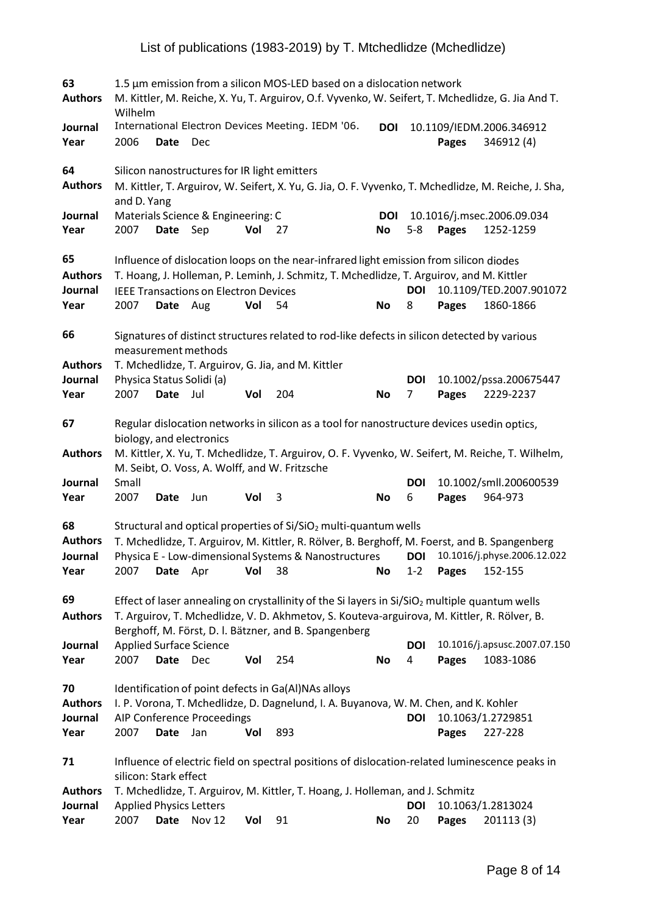**63** 1.5 µm emission from a silicon MOS-LED based on a dislocation network
**Authors** M. Kittler, M. Reiche, X. Yu, T. Arguirov, O.f. Vyvenko, W. Seifert, T. Mchedlidze, G. Jia And T. Wilhelm
**Journal** International Electron Devices Meeting. IEDM '06. **DOI** 10.1109/IEDM.2006.346912
**Year** 2006 **Date** Dec **Pages** 346912 (4)

**64** Silicon nanostructures for IR light emitters
**Authors** M. Kittler, T. Arguirov, W. Seifert, X. Yu, G. Jia, O. F. Vyvenko, T. Mchedlidze, M. Reiche, J. Sha, and D. Yang
**Journal** Materials Science & Engineering: C **DOI** 10.1016/j.msec.2006.09.034
**Year** 2007 **Date** Sep **Vol** 27 **No** 5-8 **Pages** 1252-1259

**65** Influence of dislocation loops on the near-infrared light emission from silicon diodes
**Authors** T. Hoang, J. Holleman, P. Leminh, J. Schmitz, T. Mchedlidze, T. Arguirov, and M. Kittler
**Journal** IEEE Transactions on Electron Devices **DOI** 10.1109/TED.2007.901072
**Year** 2007 **Date** Aug **Vol** 54 **No** 8 **Pages** 1860-1866

**66** Signatures of distinct structures related to rod-like defects in silicon detected by various measurement methods
**Authors** T. Mchedlidze, T. Arguirov, G. Jia, and M. Kittler
**Journal** Physica Status Solidi (a) **DOI** 10.1002/pssa.200675447
**Year** 2007 **Date** Jul **Vol** 204 **No** 7 **Pages** 2229-2237

**67** Regular dislocation networks in silicon as a tool for nanostructure devices usedin optics, biology, and electronics
**Authors** M. Kittler, X. Yu, T. Mchedlidze, T. Arguirov, O. F. Vyvenko, W. Seifert, M. Reiche, T. Wilhelm, M. Seibt, O. Voss, A. Wolff, and W. Fritzsche
**Journal** Small **DOI** 10.1002/smll.200600539
**Year** 2007 **Date** Jun **Vol** 3 **No** 6 **Pages** 964-973

**68** Structural and optical properties of Si/$SiO_2$ multi-quantum wells
**Authors** T. Mchedlidze, T. Arguirov, M. Kittler, R. Rölver, B. Berghoff, M. Foerst, and B. Spangenberg
**Journal** Physica E - Low-dimensional Systems & Nanostructures **DOI** 10.1016/j.physe.2006.12.022
**Year** 2007 **Date** Apr **Vol** 38 **No** 1-2 **Pages** 152-155

**69** Effect of laser annealing on crystallinity of the Si layers in Si/$SiO_2$ multiple quantum wells
**Authors** T. Arguirov, T. Mchedlidze, V. D. Akhmetov, S. Kouteva-arguirova, M. Kittler, R. Rölver, B. Berghoff, M. Först, D. l. Bätzner, and B. Spangenberg
**Journal** Applied Surface Science **DOI** 10.1016/j.apsusc.2007.07.150
**Year** 2007 **Date** Dec **Vol** 254 **No** 4 **Pages** 1083-1086

**70** Identification of point defects in Ga(Al)NAs alloys
**Authors** I. P. Vorona, T. Mchedlidze, D. Dagnelund, I. A. Buyanova, W. M. Chen, and K. Kohler
**Journal** AIP Conference Proceedings **DOI** 10.1063/1.2729851
**Year** 2007 **Date** Jan **Vol** 893 **Pages** 227-228

**71** Influence of electric field on spectral positions of dislocation-related luminescence peaks in silicon: Stark effect
**Authors** T. Mchedlidze, T. Arguirov, M. Kittler, T. Hoang, J. Holleman, and J. Schmitz
**Journal** Applied Physics Letters **DOI** 10.1063/1.2813024
**Year** 2007 **Date** Nov 12 **Vol** 91 **No** 20 **Pages** 201113 (3)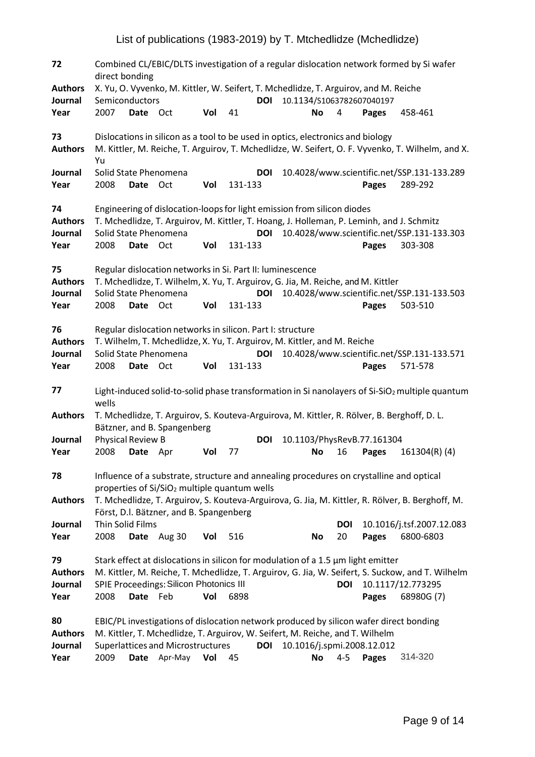| | | | | | | | | | | | |
|---|---|---|---|---|---|---|---|---|---|---|---|
| **72** | Combined CL/EBIC/DLTS investigation of a regular dislocation network formed by Si wafer direct bonding | | | | | | | | | | |
| **Authors** | X. Yu, O. Vyvenko, M. Kittler, W. Seifert, T. Mchedlidze, T. Arguirov, and M. Reiche | | | | | | | | | | |
| **Journal** | Semiconductors | | | | | **DOI** | 10.1134/S1063782607040197 | | | | |
| **Year** | 2007 | **Date** | Oct | **Vol** | 41 | | **No** | 4 | **Pages** | 458-461 | |

| | | | | | | | | | |
|---|---|---|---|---|---|---|---|---|---|
| **73** | Dislocations in silicon as a tool to be used in optics, electronics and biology | | | | | | | | |
| **Authors** | M. Kittler, M. Reiche, T. Arguirov, T. Mchedlidze, W. Seifert, O. F. Vyvenko, T. Wilhelm, and X. Yu | | | | | | | | |
| **Journal** | Solid State Phenomena | | | | | **DOI** | 10.4028/www.scientific.net/SSP.131-133.289 | | |
| **Year** | 2008 | **Date** | Oct | **Vol** | 131-133 | | | **Pages** | 289-292 |

| | | | | | | | | | |
|---|---|---|---|---|---|---|---|---|---|
| **74** | Engineering of dislocation-loops for light emission from silicon diodes | | | | | | | | |
| **Authors** | T. Mchedlidze, T. Arguirov, M. Kittler, T. Hoang, J. Holleman, P. Leminh, and J. Schmitz | | | | | | | | |
| **Journal** | Solid State Phenomena | | | | | **DOI** | 10.4028/www.scientific.net/SSP.131-133.303 | | |
| **Year** | 2008 | **Date** | Oct | **Vol** | 131-133 | | | **Pages** | 303-308 |

| | | | | | | | | | |
|---|---|---|---|---|---|---|---|---|---|
| **75** | Regular dislocation networks in Si. Part II: luminescence | | | | | | | | |
| **Authors** | T. Mchedlidze, T. Wilhelm, X. Yu, T. Arguirov, G. Jia, M. Reiche, and M. Kittler | | | | | | | | |
| **Journal** | Solid State Phenomena | | | | | **DOI** | 10.4028/www.scientific.net/SSP.131-133.503 | | |
| **Year** | 2008 | **Date** | Oct | **Vol** | 131-133 | | | **Pages** | 503-510 |

| | | | | | | | | | |
|---|---|---|---|---|---|---|---|---|---|
| **76** | Regular dislocation networks in silicon. Part I: structure | | | | | | | | |
| **Authors** | T. Wilhelm, T. Mchedlidze, X. Yu, T. Arguirov, M. Kittler, and M. Reiche | | | | | | | | |
| **Journal** | Solid State Phenomena | | | | | **DOI** | 10.4028/www.scientific.net/SSP.131-133.571 | | |
| **Year** | 2008 | **Date** | Oct | **Vol** | 131-133 | | | **Pages** | 571-578 |

| | | | | | | | | | | |
|---|---|---|---|---|---|---|---|---|---|---|
| **77** | Light-induced solid-to-solid phase transformation in Si nanolayers of Si-$SiO_2$ multiple quantum wells | | | | | | | | | |
| **Authors** | T. Mchedlidze, T. Arguirov, S. Kouteva-Arguirova, M. Kittler, R. Rölver, B. Berghoff, D. L. Bätzner, and B. Spangenberg | | | | | | | | | |
| **Journal** | Physical Review B | | | | | **DOI** | 10.1103/PhysRevB.77.161304 | | | |
| **Year** | 2008 | **Date** | Apr | **Vol** | 77 | | **No** | 16 | **Pages** | 161304(R) (4) |

| | | | | | | | | | |
|---|---|---|---|---|---|---|---|---|---|
| **78** | Influence of a substrate, structure and annealing procedures on crystalline and optical properties of Si/$SiO_2$ multiple quantum wells | | | | | | | | |
| **Authors** | T. Mchedlidze, T. Arguirov, S. Kouteva-Arguirova, G. Jia, M. Kittler, R. Rölver, B. Berghoff, M. Först, D.l. Bätzner, and B. Spangenberg | | | | | | | | |
| **Journal** | Thin Solid Films | | | | | | **DOI** | 10.1016/j.tsf.2007.12.083 | |
| **Year** | 2008 | **Date** | Aug 30 | **Vol** | 516 | **No** | 20 | **Pages** | 6800-6803 |

| | | | | | | | | |
|---|---|---|---|---|---|---|---|---|
| **79** | Stark effect at dislocations in silicon for modulation of a 1.5 µm light emitter | | | | | | | |
| **Authors** | M. Kittler, M. Reiche, T. Mchedlidze, T. Arguirov, G. Jia, W. Seifert, S. Suckow, and T. Wilhelm | | | | | | | |
| **Journal** | SPIE Proceedings: Silicon Photonics III | | | | | **DOI** | 10.1117/12.773295 | |
| **Year** | 2008 | **Date** | Feb | **Vol** | 6898 | **Pages** | 68980G (7) | |

| | | | | | | | | | | |
|---|---|---|---|---|---|---|---|---|---|---|
| **80** | EBIC/PL investigations of dislocation network produced by silicon wafer direct bonding | | | | | | | | | |
| **Authors** | M. Kittler, T. Mchedlidze, T. Arguirov, W. Seifert, M. Reiche, and T. Wilhelm | | | | | | | | | |
| **Journal** | Superlattices and Microstructures | | | | | **DOI** | 10.1016/j.spmi.2008.12.012 | | | |
| **Year** | 2009 | **Date** | Apr-May | **Vol** | 45 | | **No** | 4-5 | **Pages** | 314-320 |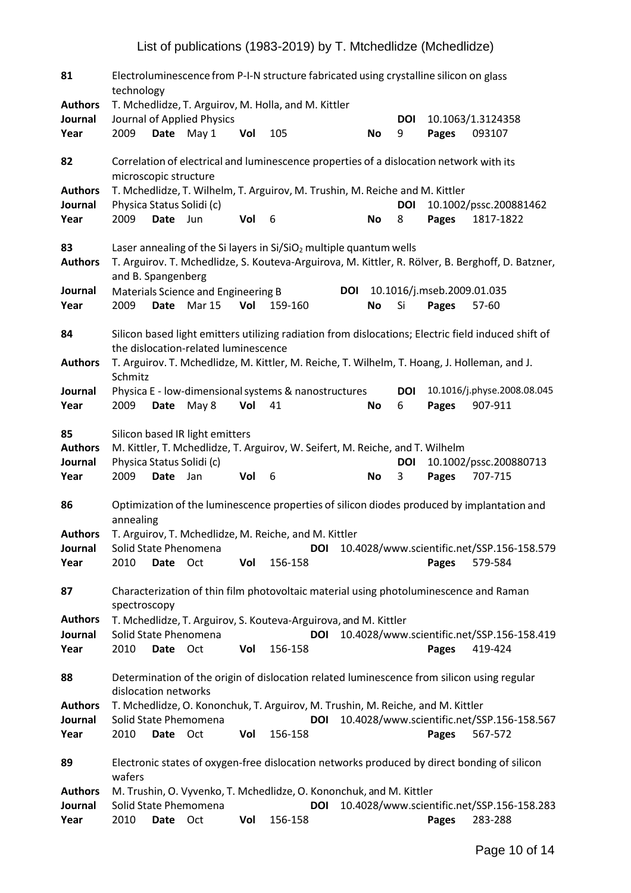**81** Electroluminescence from P-I-N structure fabricated using crystalline silicon on glass technology
**Authors** T. Mchedlidze, T. Arguirov, M. Holla, and M. Kittler
**Journal** Journal of Applied Physics **DOI** 10.1063/1.3124358
**Year** 2009 **Date** May 1 **Vol** 105 **No** 9 **Pages** 093107

**82** Correlation of electrical and luminescence properties of a dislocation network with its microscopic structure
**Authors** T. Mchedlidze, T. Wilhelm, T. Arguirov, M. Trushin, M. Reiche and M. Kittler
**Journal** Physica Status Solidi (c) **DOI** 10.1002/pssc.200881462
**Year** 2009 **Date** Jun **Vol** 6 **No** 8 **Pages** 1817-1822

**83** Laser annealing of the Si layers in $Si/SiO_2$ multiple quantum wells
**Authors** T. Arguirov. T. Mchedlidze, S. Kouteva-Arguirova, M. Kittler, R. Rölver, B. Berghoff, D. Batzner, and B. Spangenberg
**Journal** Materials Science and Engineering B **DOI** 10.1016/j.mseb.2009.01.035
**Year** 2009 **Date** Mar 15 **Vol** 159-160 **No** Si **Pages** 57-60

**84** Silicon based light emitters utilizing radiation from dislocations; Electric field induced shift of the dislocation-related luminescence
**Authors** T. Arguirov. T. Mchedlidze, M. Kittler, M. Reiche, T. Wilhelm, T. Hoang, J. Holleman, and J. Schmitz
**Journal** Physica E - low-dimensional systems & nanostructures **DOI** 10.1016/j.physe.2008.08.045
**Year** 2009 **Date** May 8 **Vol** 41 **No** 6 **Pages** 907-911

**85** Silicon based IR light emitters
**Authors** M. Kittler, T. Mchedlidze, T. Arguirov, W. Seifert, M. Reiche, and T. Wilhelm
**Journal** Physica Status Solidi (c) **DOI** 10.1002/pssc.200880713
**Year** 2009 **Date** Jan **Vol** 6 **No** 3 **Pages** 707-715

**86** Optimization of the luminescence properties of silicon diodes produced by implantation and annealing
**Authors** T. Arguirov, T. Mchedlidze, M. Reiche, and M. Kittler
**Journal** Solid State Phenomena **DOI** 10.4028/www.scientific.net/SSP.156-158.579
**Year** 2010 **Date** Oct **Vol** 156-158 **Pages** 579-584

**87** Characterization of thin film photovoltaic material using photoluminescence and Raman spectroscopy
**Authors** T. Mchedlidze, T. Arguirov, S. Kouteva-Arguirova, and M. Kittler
**Journal** Solid State Phenomena **DOI** 10.4028/www.scientific.net/SSP.156-158.419
**Year** 2010 **Date** Oct **Vol** 156-158 **Pages** 419-424

**88** Determination of the origin of dislocation related luminescence from silicon using regular dislocation networks
**Authors** T. Mchedlidze, O. Kononchuk, T. Arguirov, M. Trushin, M. Reiche, and M. Kittler
**Journal** Solid State Phemomena **DOI** 10.4028/www.scientific.net/SSP.156-158.567
**Year** 2010 **Date** Oct **Vol** 156-158 **Pages** 567-572

**89** Electronic states of oxygen-free dislocation networks produced by direct bonding of silicon wafers
**Authors** M. Trushin, O. Vyvenko, T. Mchedlidze, O. Kononchuk, and M. Kittler
**Journal** Solid State Phemomena **DOI** 10.4028/www.scientific.net/SSP.156-158.283
**Year** 2010 **Date** Oct **Vol** 156-158 **Pages** 283-288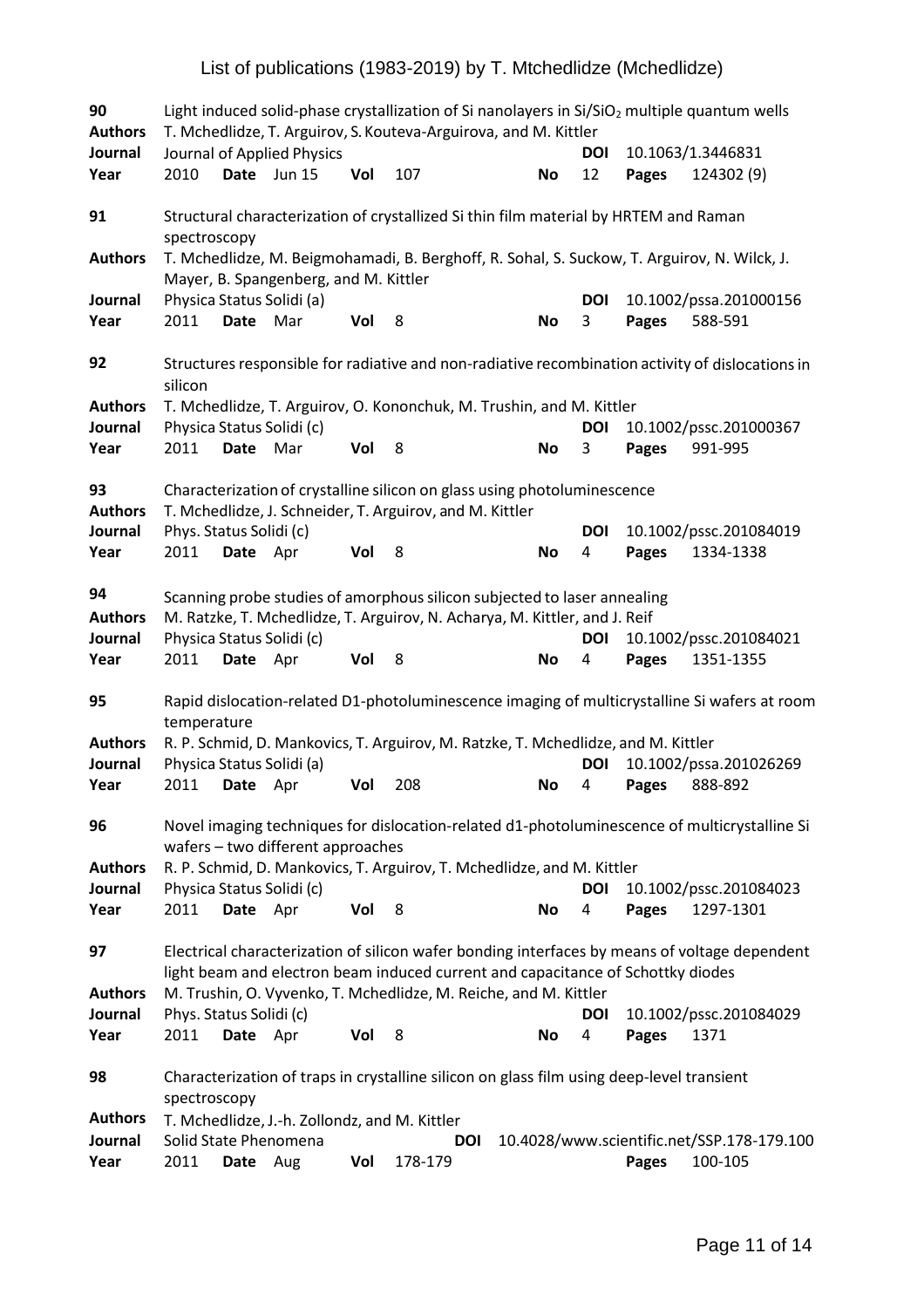| | | | | | | | | | | |
|---|---|---|---|---|---|---|---|---|---|---|
| **90** | Light induced solid-phase crystallization of Si nanolayers in Si/$SiO_2$ multiple quantum wells | | | | | | | | | |
| **Authors** | T. Mchedlidze, T. Arguirov, S. Kouteva-Arguirova, and M. Kittler | | | | | | | | | |
| **Journal** | Journal of Applied Physics | | | | | | | **DOI** | 10.1063/1.3446831 | |
| **Year** | 2010 | **Date** | Jun 15 | **Vol** | 107 | | **No** | 12 | **Pages** | 124302 (9) |
| **91** | Structural characterization of crystallized Si thin film material by HRTEM and Raman spectroscopy | | | | | | | | | |
| **Authors** | T. Mchedlidze, M. Beigmohamadi, B. Berghoff, R. Sohal, S. Suckow, T. Arguirov, N. Wilck, J. Mayer, B. Spangenberg, and M. Kittler | | | | | | | | | |
| **Journal** | Physica Status Solidi (a) | | | | | | | **DOI** | 10.1002/pssa.201000156 | |
| **Year** | 2011 | **Date** | Mar | **Vol** | 8 | | **No** | 3 | **Pages** | 588-591 |
| **92** | Structures responsible for radiative and non-radiative recombination activity of dislocations in silicon | | | | | | | | | |
| **Authors** | T. Mchedlidze, T. Arguirov, O. Kononchuk, M. Trushin, and M. Kittler | | | | | | | | | |
| **Journal** | Physica Status Solidi (c) | | | | | | | **DOI** | 10.1002/pssc.201000367 | |
| **Year** | 2011 | **Date** | Mar | **Vol** | 8 | | **No** | 3 | **Pages** | 991-995 |
| **93** | Characterization of crystalline silicon on glass using photoluminescence | | | | | | | | | |
| **Authors** | T. Mchedlidze, J. Schneider, T. Arguirov, and M. Kittler | | | | | | | | | |
| **Journal** | Phys. Status Solidi (c) | | | | | | | **DOI** | 10.1002/pssc.201084019 | |
| **Year** | 2011 | **Date** | Apr | **Vol** | 8 | | **No** | 4 | **Pages** | 1334-1338 |
| **94** | Scanning probe studies of amorphous silicon subjected to laser annealing | | | | | | | | | |
| **Authors** | M. Ratzke, T. Mchedlidze, T. Arguirov, N. Acharya, M. Kittler, and J. Reif | | | | | | | | | |
| **Journal** | Physica Status Solidi (c) | | | | | | | **DOI** | 10.1002/pssc.201084021 | |
| **Year** | 2011 | **Date** | Apr | **Vol** | 8 | | **No** | 4 | **Pages** | 1351-1355 |
| **95** | Rapid dislocation-related D1-photoluminescence imaging of multicrystalline Si wafers at room temperature | | | | | | | | | |
| **Authors** | R. P. Schmid, D. Mankovics, T. Arguirov, M. Ratzke, T. Mchedlidze, and M. Kittler | | | | | | | | | |
| **Journal** | Physica Status Solidi (a) | | | | | | | **DOI** | 10.1002/pssa.201026269 | |
| **Year** | 2011 | **Date** | Apr | **Vol** | 208 | | **No** | 4 | **Pages** | 888-892 |
| **96** | Novel imaging techniques for dislocation-related d1-photoluminescence of multicrystalline Si wafers – two different approaches | | | | | | | | | |
| **Authors** | R. P. Schmid, D. Mankovics, T. Arguirov, T. Mchedlidze, and M. Kittler | | | | | | | | | |
| **Journal** | Physica Status Solidi (c) | | | | | | | **DOI** | 10.1002/pssc.201084023 | |
| **Year** | 2011 | **Date** | Apr | **Vol** | 8 | | **No** | 4 | **Pages** | 1297-1301 |
| **97** | Electrical characterization of silicon wafer bonding interfaces by means of voltage dependent light beam and electron beam induced current and capacitance of Schottky diodes | | | | | | | | | |
| **Authors** | M. Trushin, O. Vyvenko, T. Mchedlidze, M. Reiche, and M. Kittler | | | | | | | | | |
| **Journal** | Phys. Status Solidi (c) | | | | | | | **DOI** | 10.1002/pssc.201084029 | |
| **Year** | 2011 | **Date** | Apr | **Vol** | 8 | | **No** | 4 | **Pages** | 1371 |
| **98** | Characterization of traps in crystalline silicon on glass film using deep-level transient spectroscopy | | | | | | | | | |
| **Authors** | T. Mchedlidze, J.-h. Zollondz, and M. Kittler | | | | | | | | | |
| **Journal** | Solid State Phenomena | | | | | **DOI** | 10.4028/www.scientific.net/SSP.178-179.100 | | | |
| **Year** | 2011 | **Date** | Aug | **Vol** | 178-179 | | | | **Pages** | 100-105 |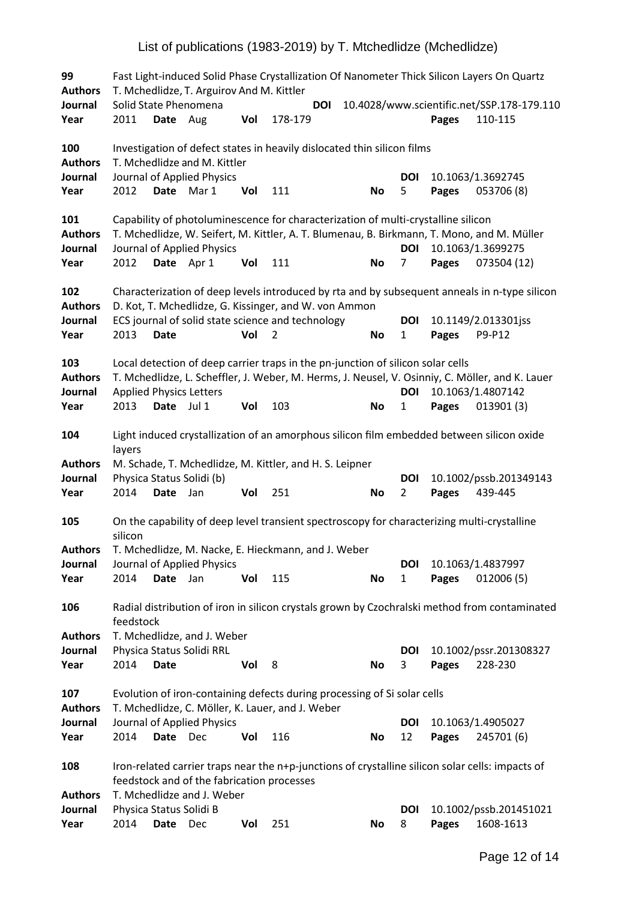**99** Fast Light-induced Solid Phase Crystallization Of Nanometer Thick Silicon Layers On Quartz
**Authors** T. Mchedlidze, T. Arguirov And M. Kittler
**Journal** Solid State Phenomena **DOI** 10.4028/www.scientific.net/SSP.178-179.110
**Year** 2011 **Date** Aug **Vol** 178-179 **Pages** 110-115

**100** Investigation of defect states in heavily dislocated thin silicon films
**Authors** T. Mchedlidze and M. Kittler
**Journal** Journal of Applied Physics **DOI** 10.1063/1.3692745
**Year** 2012 **Date** Mar 1 **Vol** 111 **No** 5 **Pages** 053706 (8)

**101** Capability of photoluminescence for characterization of multi-crystalline silicon
**Authors** T. Mchedlidze, W. Seifert, M. Kittler, A. T. Blumenau, B. Birkmann, T. Mono, and M. Müller
**Journal** Journal of Applied Physics **DOI** 10.1063/1.3699275
**Year** 2012 **Date** Apr 1 **Vol** 111 **No** 7 **Pages** 073504 (12)

**102** Characterization of deep levels introduced by rta and by subsequent anneals in n-type silicon
**Authors** D. Kot, T. Mchedlidze, G. Kissinger, and W. von Ammon
**Journal** ECS journal of solid state science and technology **DOI** 10.1149/2.013301jss
**Year** 2013 **Date** **Vol** 2 **No** 1 **Pages** P9-P12

**103** Local detection of deep carrier traps in the pn-junction of silicon solar cells
**Authors** T. Mchedlidze, L. Scheffler, J. Weber, M. Herms, J. Neusel, V. Osinniy, C. Möller, and K. Lauer
**Journal** Applied Physics Letters **DOI** 10.1063/1.4807142
**Year** 2013 **Date** Jul 1 **Vol** 103 **No** 1 **Pages** 013901 (3)

**104** Light induced crystallization of an amorphous silicon film embedded between silicon oxide layers
**Authors** M. Schade, T. Mchedlidze, M. Kittler, and H. S. Leipner
**Journal** Physica Status Solidi (b) **DOI** 10.1002/pssb.201349143
**Year** 2014 **Date** Jan **Vol** 251 **No** 2 **Pages** 439-445

**105** On the capability of deep level transient spectroscopy for characterizing multi-crystalline silicon
**Authors** T. Mchedlidze, M. Nacke, E. Hieckmann, and J. Weber
**Journal** Journal of Applied Physics **DOI** 10.1063/1.4837997
**Year** 2014 **Date** Jan **Vol** 115 **No** 1 **Pages** 012006 (5)

**106** Radial distribution of iron in silicon crystals grown by Czochralski method from contaminated feedstock
**Authors** T. Mchedlidze, and J. Weber
**Journal** Physica Status Solidi RRL **DOI** 10.1002/pssr.201308327
**Year** 2014 **Date** **Vol** 8 **No** 3 **Pages** 228-230

**107** Evolution of iron-containing defects during processing of Si solar cells
**Authors** T. Mchedlidze, C. Möller, K. Lauer, and J. Weber
**Journal** Journal of Applied Physics **DOI** 10.1063/1.4905027
**Year** 2014 **Date** Dec **Vol** 116 **No** 12 **Pages** 245701 (6)

**108** Iron-related carrier traps near the n+p-junctions of crystalline silicon solar cells: impacts of feedstock and of the fabrication processes
**Authors** T. Mchedlidze and J. Weber
**Journal** Physica Status Solidi B **DOI** 10.1002/pssb.201451021
**Year** 2014 **Date** Dec **Vol** 251 **No** 8 **Pages** 1608-1613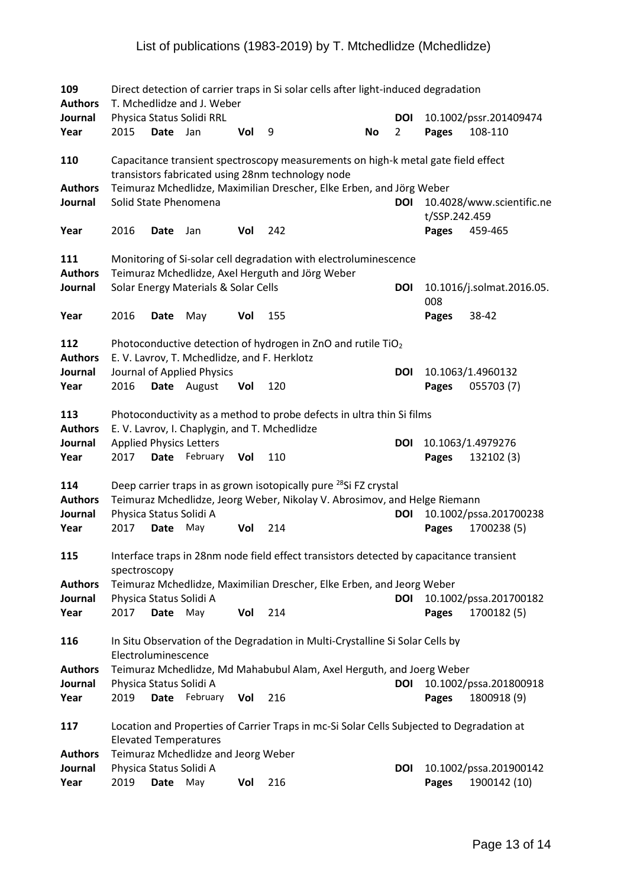| | | | | | | | | | |
|---|---|---|---|---|---|---|---|---|---|
| **109** | Direct detection of carrier traps in Si solar cells after light-induced degradation | | | | | | | | |
| **Authors** | T. Mchedlidze and J. Weber | | | | | | | | |
| **Journal** | Physica Status Solidi RRL | | | | | | **DOI** | 10.1002/pssr.201409474 | |
| **Year** | 2015 | **Date** | Jan | **Vol** | 9 | **No** | 2 | **Pages** | 108-110 |

| | | | | | | | | |
|---|---|---|---|---|---|---|---|---|
| **110** | Capacitance transient spectroscopy measurements on high-k metal gate field effect transistors fabricated using 28nm technology node | | | | | | | |
| **Authors** | Teimuraz Mchedlidze, Maximilian Drescher, Elke Erben, and Jörg Weber | | | | | | | |
| **Journal** | Solid State Phenomena | | | | | **DOI** | 10.4028/www.scientific.net/SSP.242.459 | |
| **Year** | 2016 | **Date** | Jan | **Vol** | 242 | | **Pages** | 459-465 |

| | | | | | | | | |
|---|---|---|---|---|---|---|---|---|
| **111** | Monitoring of Si-solar cell degradation with electroluminescence | | | | | | | |
| **Authors** | Teimuraz Mchedlidze, Axel Herguth and Jörg Weber | | | | | | | |
| **Journal** | Solar Energy Materials & Solar Cells | | | | | **DOI** | 10.1016/j.solmat.2016.05.008 | |
| **Year** | 2016 | **Date** | May | **Vol** | 155 | | **Pages** | 38-42 |

| | | | | | | | | |
|---|---|---|---|---|---|---|---|---|
| **112** | Photoconductive detection of hydrogen in ZnO and rutile $TiO_2$ | | | | | | | |
| **Authors** | E. V. Lavrov, T. Mchedlidze, and F. Herklotz | | | | | | | |
| **Journal** | Journal of Applied Physics | | | | | **DOI** | 10.1063/1.4960132 | |
| **Year** | 2016 | **Date** | August | **Vol** | 120 | | **Pages** | 055703 (7) |

| | | | | | | | | |
|---|---|---|---|---|---|---|---|---|
| **113** | Photoconductivity as a method to probe defects in ultra thin Si films | | | | | | | |
| **Authors** | E. V. Lavrov, I. Chaplygin, and T. Mchedlidze | | | | | | | |
| **Journal** | Applied Physics Letters | | | | | **DOI** | 10.1063/1.4979276 | |
| **Year** | 2017 | **Date** | February | **Vol** | 110 | | **Pages** | 132102 (3) |

| | | | | | | | | |
|---|---|---|---|---|---|---|---|---|
| **114** | Deep carrier traps in as grown isotopically pure $^{28}$Si FZ crystal | | | | | | | |
| **Authors** | Teimuraz Mchedlidze, Jeorg Weber, Nikolay V. Abrosimov, and Helge Riemann | | | | | | | |
| **Journal** | Physica Status Solidi A | | | | | **DOI** | 10.1002/pssa.201700238 | |
| **Year** | 2017 | **Date** | May | **Vol** | 214 | | **Pages** | 1700238 (5) |

| | | | | | | | | |
|---|---|---|---|---|---|---|---|---|
| **115** | Interface traps in 28nm node field effect transistors detected by capacitance transient spectroscopy | | | | | | | |
| **Authors** | Teimuraz Mchedlidze, Maximilian Drescher, Elke Erben, and Jeorg Weber | | | | | | | |
| **Journal** | Physica Status Solidi A | | | | | **DOI** | 10.1002/pssa.201700182 | |
| **Year** | 2017 | **Date** | May | **Vol** | 214 | | **Pages** | 1700182 (5) |

| | | | | | | | | |
|---|---|---|---|---|---|---|---|---|
| **116** | In Situ Observation of the Degradation in Multi-Crystalline Si Solar Cells by Electroluminescence | | | | | | | |
| **Authors** | Teimuraz Mchedlidze, Md Mahabubul Alam, Axel Herguth, and Joerg Weber | | | | | | | |
| **Journal** | Physica Status Solidi A | | | | | **DOI** | 10.1002/pssa.201800918 | |
| **Year** | 2019 | **Date** | February | **Vol** | 216 | | **Pages** | 1800918 (9) |

| | | | | | | | | |
|---|---|---|---|---|---|---|---|---|
| **117** | Location and Properties of Carrier Traps in mc-Si Solar Cells Subjected to Degradation at Elevated Temperatures | | | | | | | |
| **Authors** | Teimuraz Mchedlidze and Jeorg Weber | | | | | | | |
| **Journal** | Physica Status Solidi A | | | | | **DOI** | 10.1002/pssa.201900142 | |
| **Year** | 2019 | **Date** | May | **Vol** | 216 | | **Pages** | 1900142 (10) |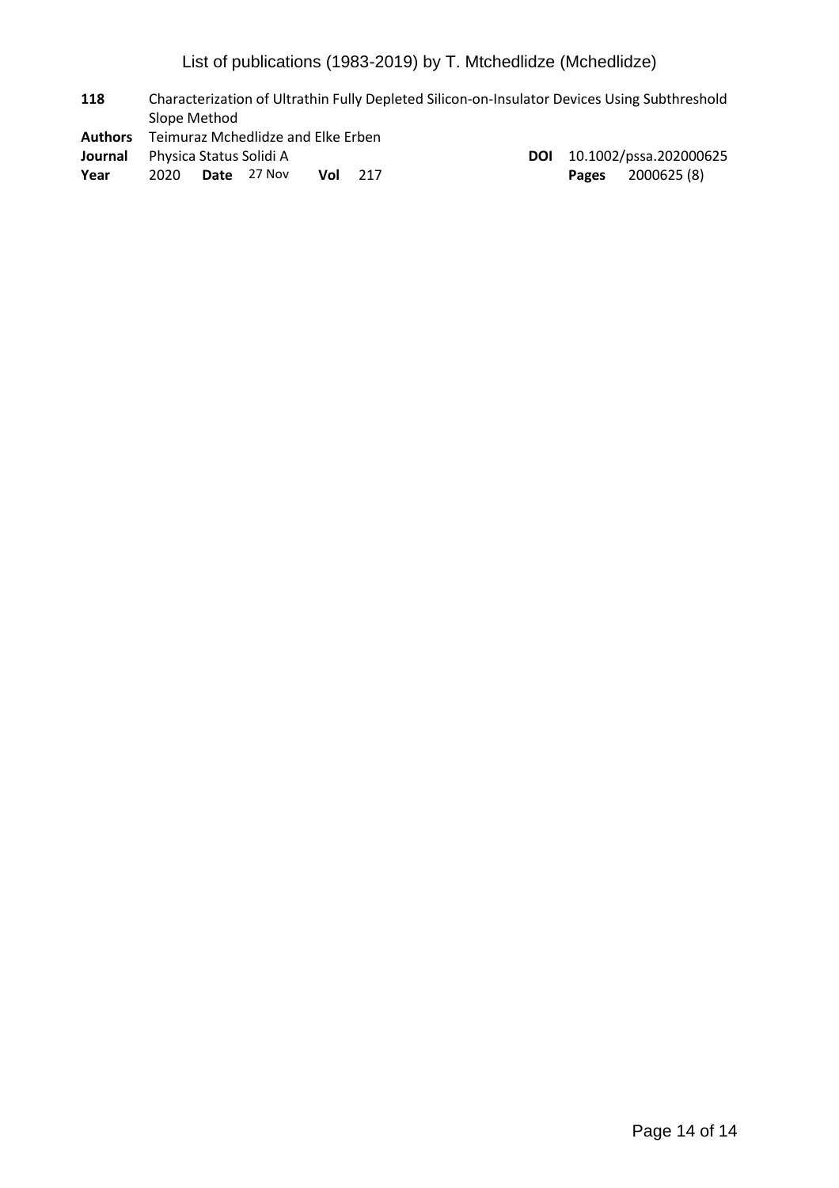| | | | | | | | | | |
|---|---|---|---|---|---|---|---|---|---|
| **118** | Characterization of Ultrathin Fully Depleted Silicon-on-Insulator Devices Using Subthreshold Slope Method | | | | | | | | |
| **Authors** | Teimuraz Mchedlidze and Elke Erben | | | | | | | | |
| **Journal** | Physica Status Solidi A | | | | | | **DOI** | 10.1002/pssa.202000625 | |
| **Year** | 2020 | **Date** | 27 Nov | **Vol** | 217 | | **Pages** | 2000625 (8) | |